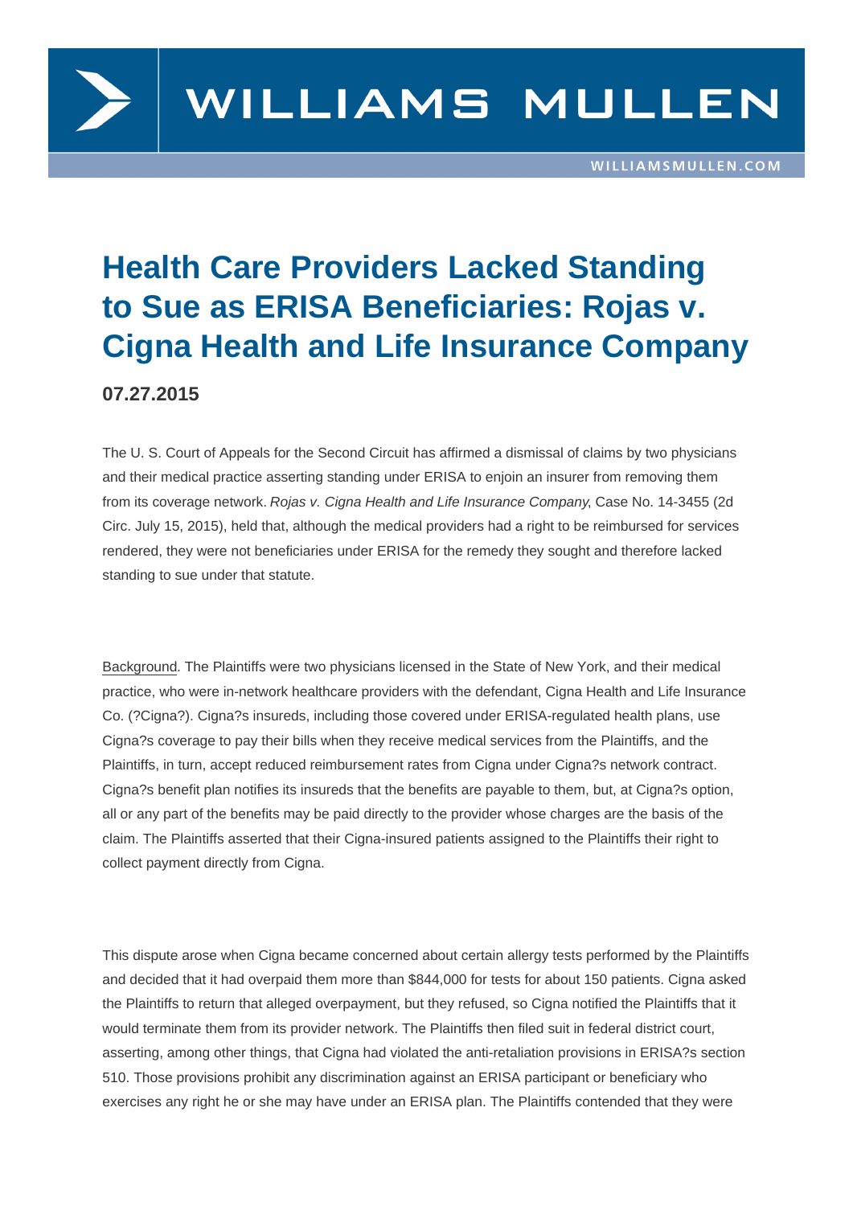# Health Care Providers Lacked Standing to Sue as ERISA Beneficiaries: Rojas v. Cigna Health and Life Insurance Company

**07.27.2015**

The U. S. Court of Appeals for the Second Circuit has affirmed a dismissal of claims by two physicians and their medical practice asserting standing under ERISA to enjoin an insurer from removing them from its coverage network. *Rojas v. Cigna Health and Life Insurance Company*, Case No. 14-3455 (2d Circ. July 15, 2015), held that, although the medical providers had a right to be reimbursed for services rendered, they were not beneficiaries under ERISA for the remedy they sought and therefore lacked standing to sue under that statute.

Background. The Plaintiffs were two physicians licensed in the State of New York, and their medical practice, who were in-network healthcare providers with the defendant, Cigna Health and Life Insurance Co. (?Cigna?). Cigna?s insureds, including those covered under ERISA-regulated health plans, use Cigna?s coverage to pay their bills when they receive medical services from the Plaintiffs, and the Plaintiffs, in turn, accept reduced reimbursement rates from Cigna under Cigna?s network contract. Cigna?s benefit plan notifies its insureds that the benefits are payable to them, but, at Cigna?s option, all or any part of the benefits may be paid directly to the provider whose charges are the basis of the claim. The Plaintiffs asserted that their Cigna-insured patients assigned to the Plaintiffs their right to collect payment directly from Cigna.

This dispute arose when Cigna became concerned about certain allergy tests performed by the Plaintiffs and decided that it had overpaid them more than $844,000 for tests for about 150 patients. Cigna asked the Plaintiffs to return that alleged overpayment, but they refused, so Cigna notified the Plaintiffs that it would terminate them from its provider network. The Plaintiffs then filed suit in federal district court, asserting, among other things, that Cigna had violated the anti-retaliation provisions in ERISA?s section 510. Those provisions prohibit any discrimination against an ERISA participant or beneficiary who exercises any right he or she may have under an ERISA plan. The Plaintiffs contended that they were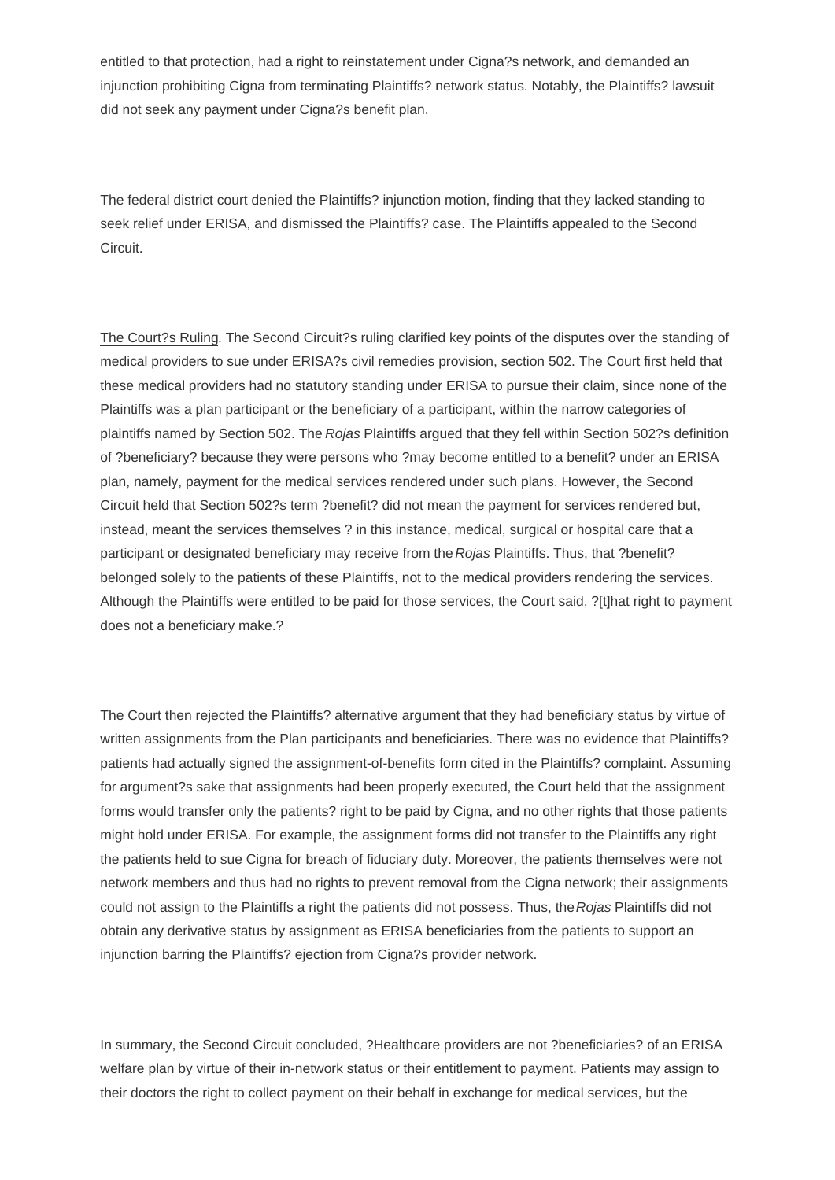entitled to that protection, had a right to reinstatement under Cigna?s network, and demanded an injunction prohibiting Cigna from terminating Plaintiffs? network status. Notably, the Plaintiffs? lawsuit did not seek any payment under Cigna?s benefit plan.

The federal district court denied the Plaintiffs? injunction motion, finding that they lacked standing to seek relief under ERISA, and dismissed the Plaintiffs? case. The Plaintiffs appealed to the Second Circuit.

The Court?s Ruling. The Second Circuit?s ruling clarified key points of the disputes over the standing of medical providers to sue under ERISA?s civil remedies provision, section 502. The Court first held that these medical providers had no statutory standing under ERISA to pursue their claim, since none of the Plaintiffs was a plan participant or the beneficiary of a participant, within the narrow categories of plaintiffs named by Section 502. The *Rojas* Plaintiffs argued that they fell within Section 502?s definition of ?beneficiary? because they were persons who ?may become entitled to a benefit? under an ERISA plan, namely, payment for the medical services rendered under such plans. However, the Second Circuit held that Section 502?s term ?benefit? did not mean the payment for services rendered but, instead, meant the services themselves ? in this instance, medical, surgical or hospital care that a participant or designated beneficiary may receive from the *Rojas* Plaintiffs. Thus, that ?benefit? belonged solely to the patients of these Plaintiffs, not to the medical providers rendering the services. Although the Plaintiffs were entitled to be paid for those services, the Court said, ?[t]hat right to payment does not a beneficiary make.?

The Court then rejected the Plaintiffs? alternative argument that they had beneficiary status by virtue of written assignments from the Plan participants and beneficiaries. There was no evidence that Plaintiffs? patients had actually signed the assignment-of-benefits form cited in the Plaintiffs? complaint. Assuming for argument?s sake that assignments had been properly executed, the Court held that the assignment forms would transfer only the patients? right to be paid by Cigna, and no other rights that those patients might hold under ERISA. For example, the assignment forms did not transfer to the Plaintiffs any right the patients held to sue Cigna for breach of fiduciary duty. Moreover, the patients themselves were not network members and thus had no rights to prevent removal from the Cigna network; their assignments could not assign to the Plaintiffs a right the patients did not possess. Thus, the *Rojas* Plaintiffs did not obtain any derivative status by assignment as ERISA beneficiaries from the patients to support an injunction barring the Plaintiffs? ejection from Cigna?s provider network.

In summary, the Second Circuit concluded, ?Healthcare providers are not ?beneficiaries? of an ERISA welfare plan by virtue of their in-network status or their entitlement to payment. Patients may assign to their doctors the right to collect payment on their behalf in exchange for medical services, but the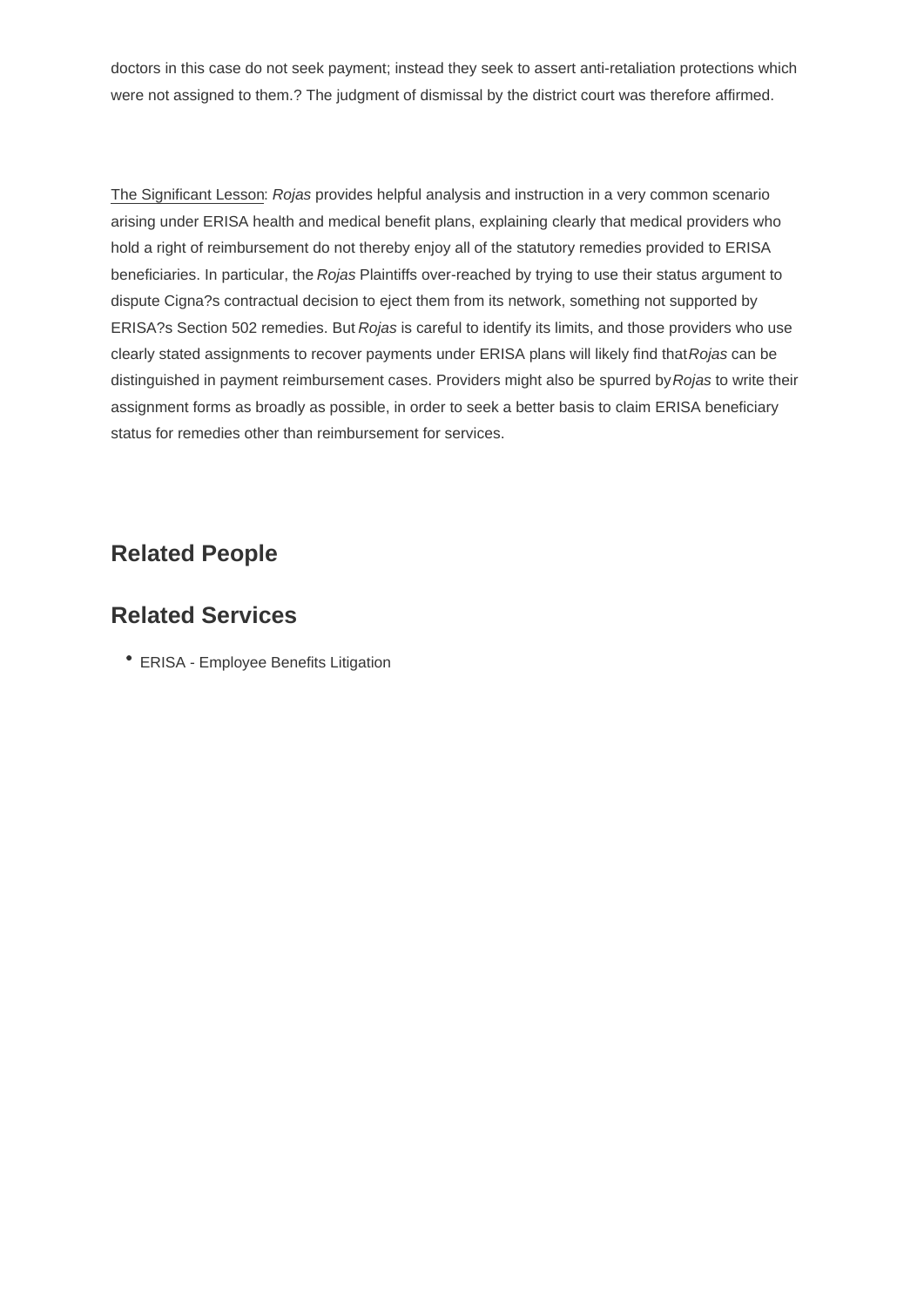doctors in this case do not seek payment; instead they seek to assert anti-retaliation protections which were not assigned to them.? The judgment of dismissal by the district court was therefore affirmed.

The Significant Lesson: *Rojas* provides helpful analysis and instruction in a very common scenario arising under ERISA health and medical benefit plans, explaining clearly that medical providers who hold a right of reimbursement do not thereby enjoy all of the statutory remedies provided to ERISA beneficiaries. In particular, the *Rojas* Plaintiffs over-reached by trying to use their status argument to dispute Cigna?s contractual decision to eject them from its network, something not supported by ERISA?s Section 502 remedies. But *Rojas* is careful to identify its limits, and those providers who use clearly stated assignments to recover payments under ERISA plans will likely find that *Rojas* can be distinguished in payment reimbursement cases. Providers might also be spurred by *Rojas* to write their assignment forms as broadly as possible, in order to seek a better basis to claim ERISA beneficiary status for remedies other than reimbursement for services.

## Related People

## Related Services

- ERISA - Employee Benefits Litigation